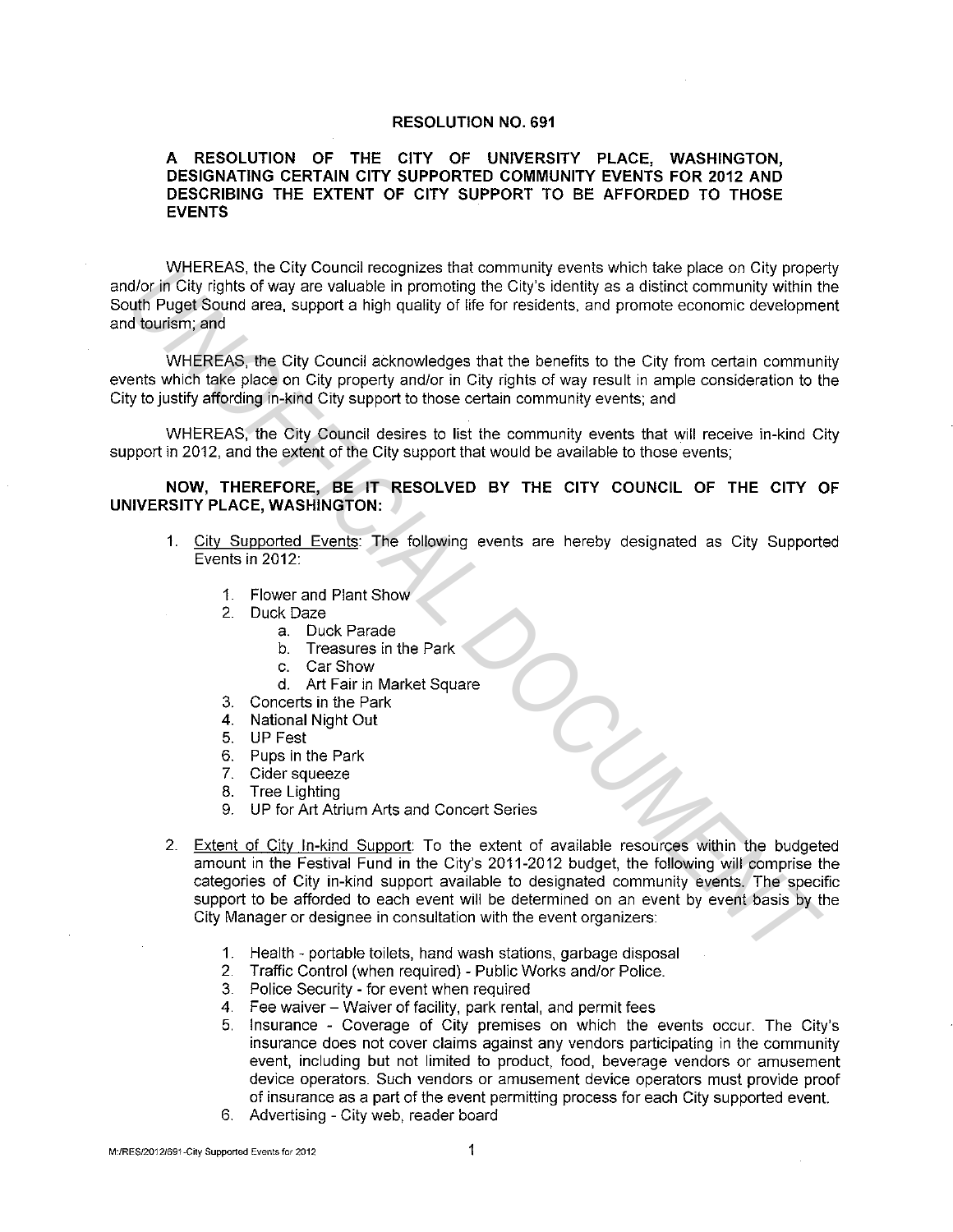# RESOLUTION NO. 691

## A RESOLUTION OF THE CITY OF UNIVERSITY PLACE, WASHINGTON, DESIGNATING CERTAIN CITY SUPPORTED COMMUNITY EVENTS FOR 2012 AND DESCRIBING THE EXTENT OF CITY SUPPORT TO BE AFFORDED TO THOSE EVENTS

WHEREAS, the City Council recognizes that community events which take place on City property and/or in City rights of way are valuable in promoting the City's identity as a distinct community within the South Puget Sound area, support a high quality of life for residents, and promote economic development and tourism; and

WHEREAS, the City Council acknowledges that the benefits to the City from certain community events which take place on City property and/or in City rights of way result in ample consideration to the City to justify affording in-kind City support to those certain community events; and

WHEREAS, the City Council desires to list the community events that will receive in-kind City support in 2012, and the extent of the City support that would be available to those events;

**NOW, THEREFORE, BE IT RESOLVED BY THE CITY COUNCIL OF THE CITY OF UNIVERSITY PLACE, WASHINGTON:**

1. <u>City Supported Events</u>: The following events are hereby designated as City Supported Events in 2012:
    1. Flower and Plant Show
    2. Duck Daze
        a. Duck Parade
        b. Treasures in the Park
        c. Car Show
        d. Art Fair in Market Square
    3. Concerts in the Park
    4. National Night Out
    5. UP Fest
    6. Pups in the Park
    7. Cider squeeze
    8. Tree Lighting
    9. UP for Art Atrium Arts and Concert Series

2. <u>Extent of City In-kind Support</u>: To the extent of available resources within the budgeted amount in the Festival Fund in the City's 2011-2012 budget, the following will comprise the categories of City in-kind support available to designated community events. The specific support to be afforded to each event will be determined on an event by event basis by the City Manager or designee in consultation with the event organizers:
    1. Health - portable toilets, hand wash stations, garbage disposal
    2. Traffic Control (when required) - Public Works and/or Police.
    3. Police Security - for event when required
    4. Fee waiver – Waiver of facility, park rental, and permit fees
    5. Insurance - Coverage of City premises on which the events occur. The City's insurance does not cover claims against any vendors participating in the community event, including but not limited to product, food, beverage vendors or amusement device operators. Such vendors or amusement device operators must provide proof of insurance as a part of the event permitting process for each City supported event.
    6. Advertising - City web, reader board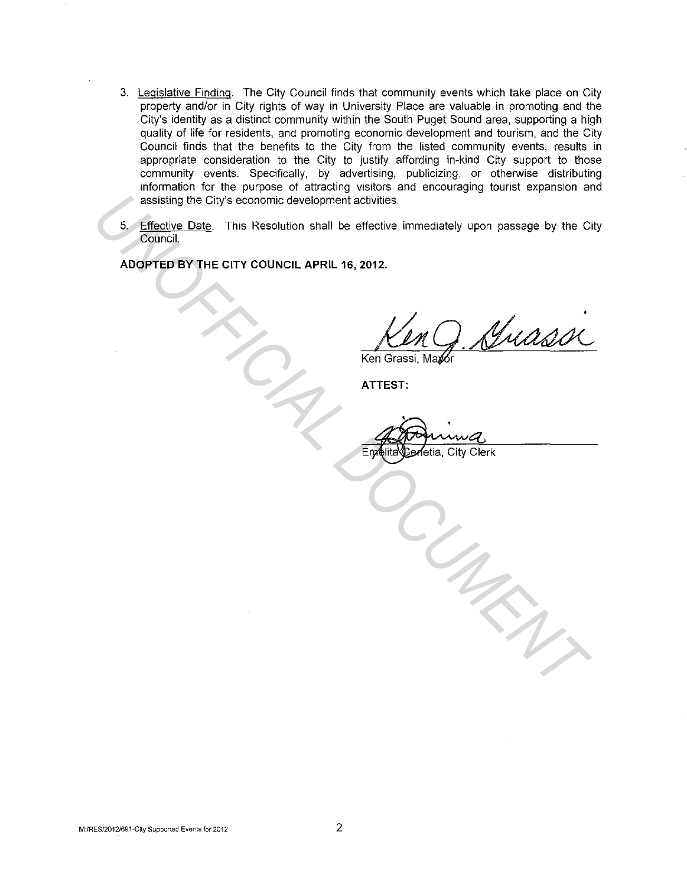3. Legislative Finding. The City Council finds that community events which take place on City property and/or in City rights of way in University Place are valuable in promoting and the City's identity as a distinct community within the South Puget Sound area, supporting a high quality of life for residents, and promoting economic development and tourism, and the City Council finds that the benefits to the City from the listed community events, results in appropriate consideration to the City to justify affording in-kind City support to those community events. Specifically, by advertising, publicizing, or otherwise distributing information for the purpose of attracting visitors and encouraging tourist expansion and assisting the City's economic development activities.

5. Effective Date. This Resolution shall be effective immediately upon passage by the City Council.

**ADOPTED BY THE CITY COUNCIL APRIL 16, 2012.**

Ken Grassi, Mayor

**ATTEST:**

Emelita Genetia, City Clerk

M:/RES/2012/691-City Supported Events for 2012